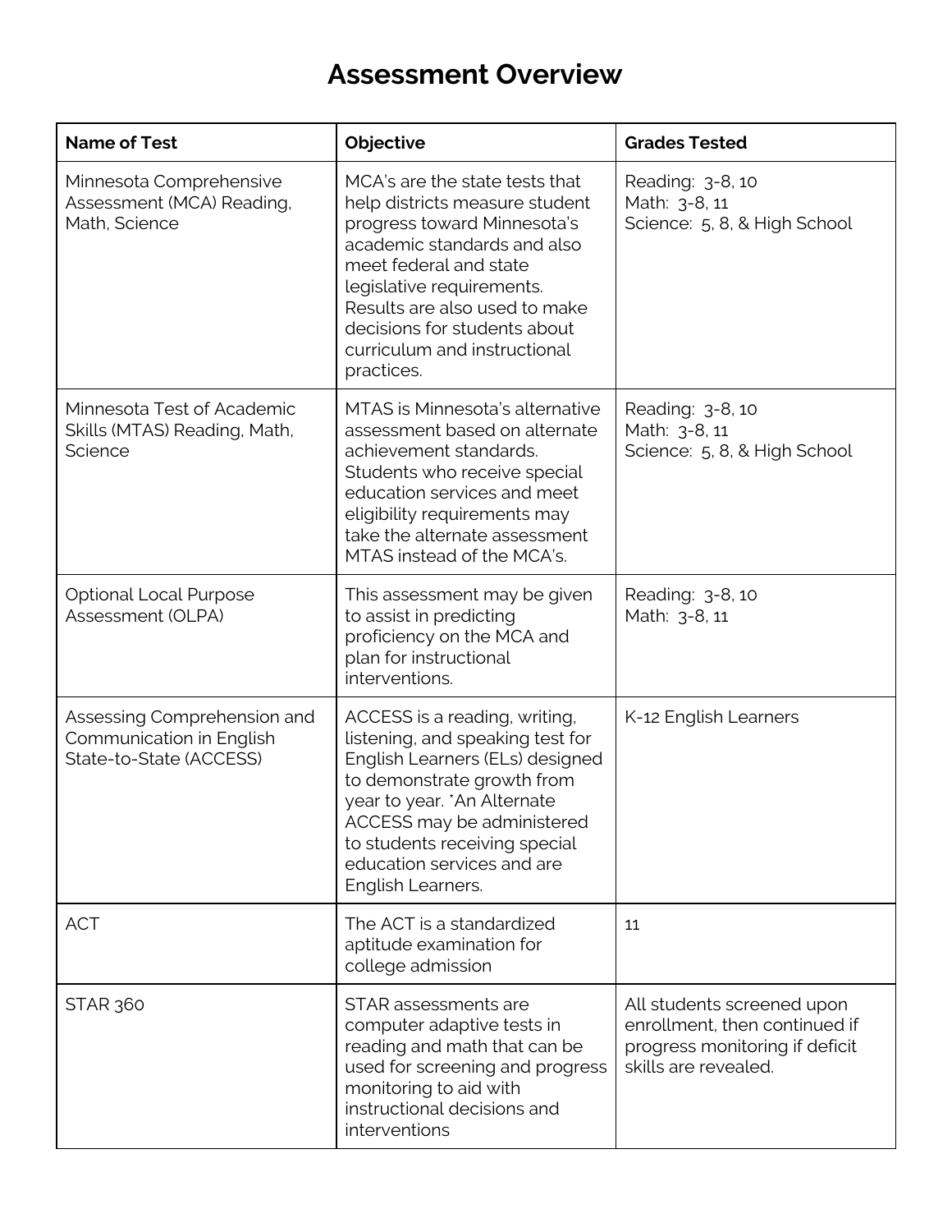# Assessment Overview

| Name of Test | Objective | Grades Tested |
|---|---|---|
| Minnesota Comprehensive Assessment (MCA) Reading, Math, Science | MCA's are the state tests that help districts measure student progress toward Minnesota's academic standards and also meet federal and state legislative requirements. Results are also used to make decisions for students about curriculum and instructional practices. | Reading: 3-8, 10<br>Math: 3-8, 11<br>Science: 5, 8, & High School |
| Minnesota Test of Academic Skills (MTAS) Reading, Math, Science | MTAS is Minnesota's alternative assessment based on alternate achievement standards. Students who receive special education services and meet eligibility requirements may take the alternate assessment MTAS instead of the MCA's. | Reading: 3-8, 10<br>Math: 3-8, 11<br>Science: 5, 8, & High School |
| Optional Local Purpose Assessment (OLPA) | This assessment may be given to assist in predicting proficiency on the MCA and plan for instructional interventions. | Reading: 3-8, 10<br>Math: 3-8, 11 |
| Assessing Comprehension and Communication in English State-to-State (ACCESS) | ACCESS is a reading, writing, listening, and speaking test for English Learners (ELs) designed to demonstrate growth from year to year. *An Alternate ACCESS may be administered to students receiving special education services and are English Learners. | K-12 English Learners |
| ACT | The ACT is a standardized aptitude examination for college admission | 11 |
| STAR 360 | STAR assessments are computer adaptive tests in reading and math that can be used for screening and progress monitoring to aid with instructional decisions and interventions | All students screened upon enrollment, then continued if progress monitoring if deficit skills are revealed. |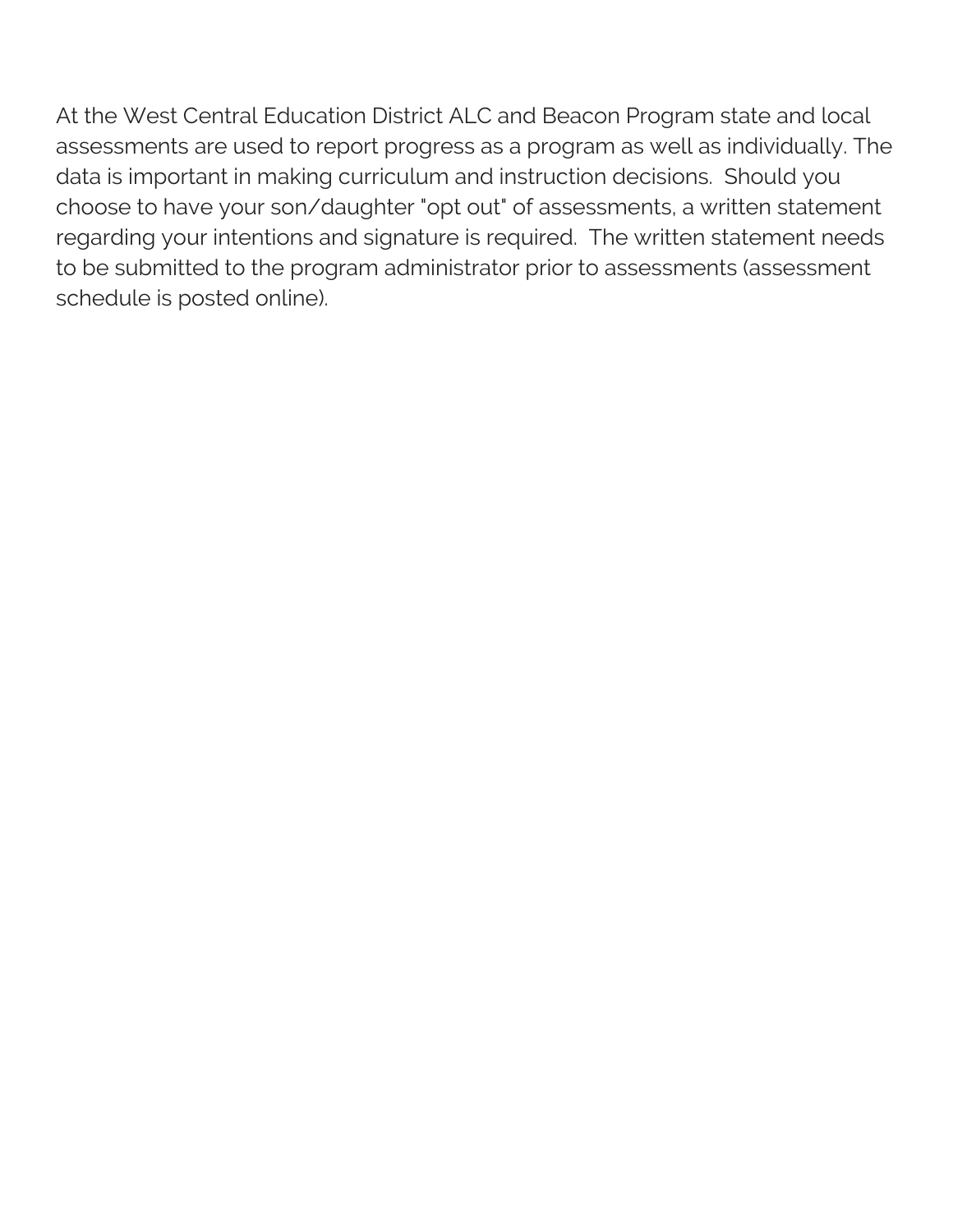At the West Central Education District ALC and Beacon Program state and local assessments are used to report progress as a program as well as individually. The data is important in making curriculum and instruction decisions.  Should you choose to have your son/daughter "opt out" of assessments, a written statement regarding your intentions and signature is required.  The written statement needs to be submitted to the program administrator prior to assessments (assessment schedule is posted online).